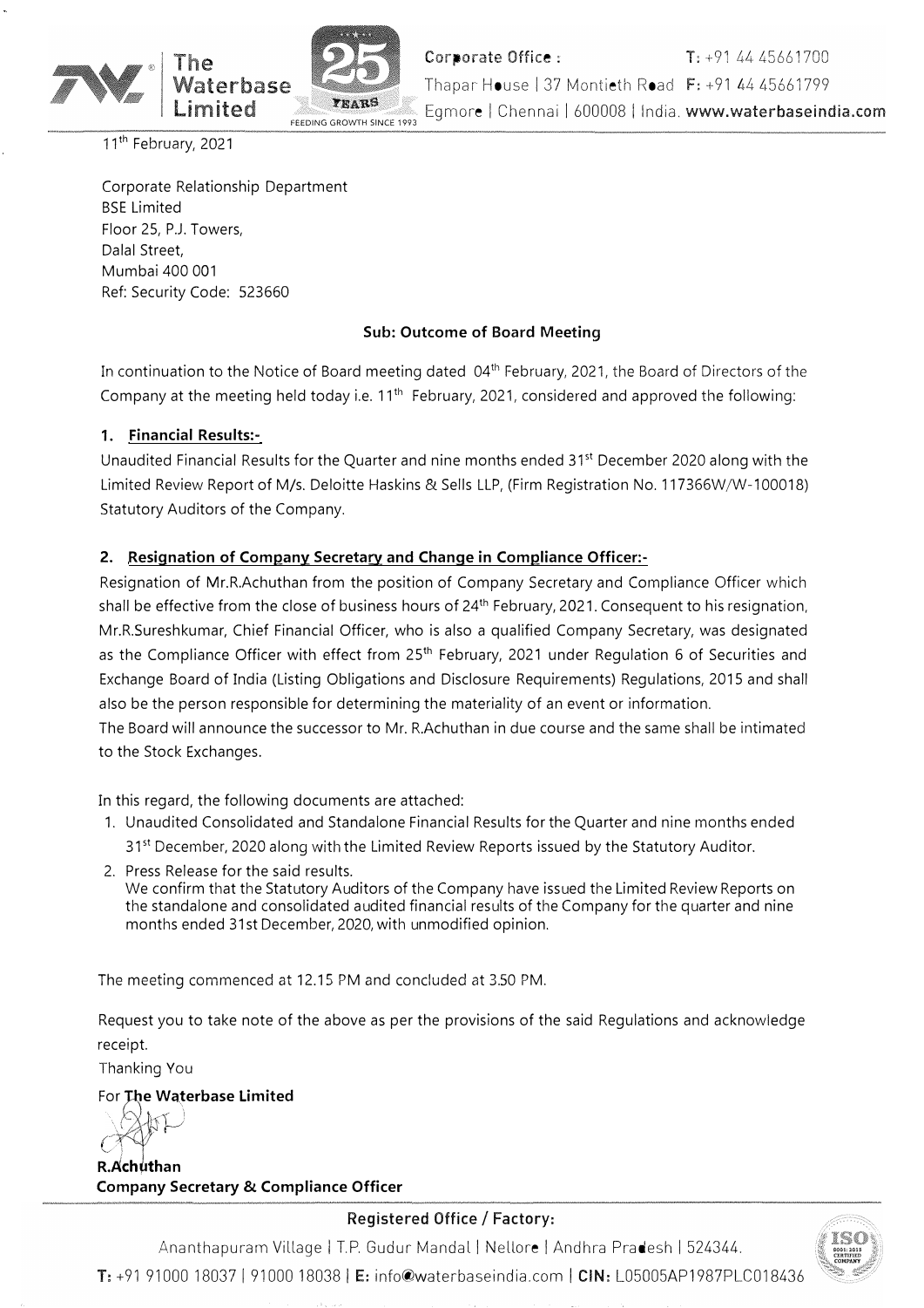The Waterbase Limited

FEEDING GROWTH SINCE 1993

Corporate Office : Thapar House | 37 Montieth Road | Egmore | Chennai | 600008 | India. T: +91 44 45661700 F: +91 44 45661799 www.waterbaseindia.com

11th February, 2021

Corporate Relationship Department
BSE Limited
Floor 25, P.J. Towers,
Dalal Street,
Mumbai 400 001
Ref: Security Code: 523660

**Sub: Outcome of Board Meeting**

In continuation to the Notice of Board meeting dated 04th February, 2021, the Board of Directors of the Company at the meeting held today i.e. 11th February, 2021, considered and approved the following:

**1. Financial Results:-**

Unaudited Financial Results for the Quarter and nine months ended 31st December 2020 along with the Limited Review Report of M/s. Deloitte Haskins & Sells LLP, (Firm Registration No. 117366W/W-100018) Statutory Auditors of the Company.

**2. Resignation of Company Secretary and Change in Compliance Officer:-**

Resignation of Mr.R.Achuthan from the position of Company Secretary and Compliance Officer which shall be effective from the close of business hours of 24th February, 2021. Consequent to his resignation, Mr.R.Sureshkumar, Chief Financial Officer, who is also a qualified Company Secretary, was designated as the Compliance Officer with effect from 25th February, 2021 under Regulation 6 of Securities and Exchange Board of India (Listing Obligations and Disclosure Requirements) Regulations, 2015 and shall also be the person responsible for determining the materiality of an event or information.

The Board will announce the successor to Mr. R.Achuthan in due course and the same shall be intimated to the Stock Exchanges.

In this regard, the following documents are attached:

1. Unaudited Consolidated and Standalone Financial Results for the Quarter and nine months ended 31st December, 2020 along with the Limited Review Reports issued by the Statutory Auditor.
2. Press Release for the said results.
   We confirm that the Statutory Auditors of the Company have issued the Limited Review Reports on the standalone and consolidated audited financial results of the Company for the quarter and nine months ended 31st December, 2020, with unmodified opinion.

The meeting commenced at 12.15 PM and concluded at 3.50 PM.

Request you to take note of the above as per the provisions of the said Regulations and acknowledge receipt.

Thanking You

**For The Waterbase Limited**

**R.Achuthan**
**Company Secretary & Compliance Officer**

**Registered Office / Factory:**

Ananthapuram Village | T.P. Gudur Mandal | Nellore | Andhra Pradesh | 524344.
T: +91 91000 18037 | 91000 18038 | E: info@waterbaseindia.com | CIN: L05005AP1987PLC018436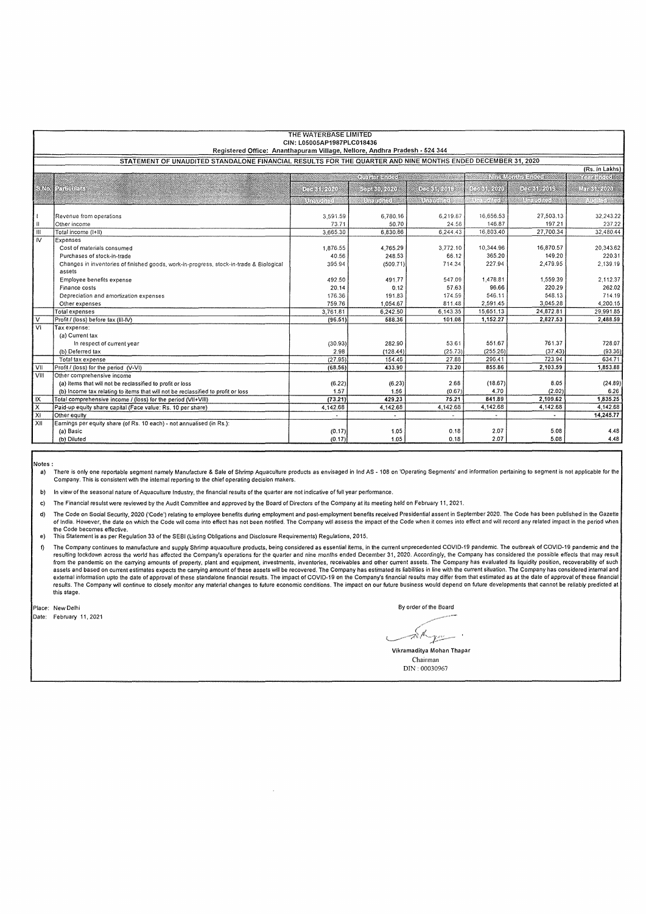# THE WATERBASE LIMITED

CIN: L05005AP1987PLC018436

Registered Office: Ananthapuram Village, Nellore, Andhra Pradesh - 524 344

## STATEMENT OF UNAUDITED STANDALONE FINANCIAL RESULTS FOR THE QUARTER AND NINE MONTHS ENDED DECEMBER 31, 2020

(Rs. in Lakhs)

| S.No. | Particulars | Quarter Ended | | | Nine Months Ended | | Year Ended |
|---|---|---|---|---|---|---|---|
| | | Dec 31, 2020 | Sept 30, 2020 | Dec 31, 2019 | Dec 31, 2020 | Dec 31, 2019 | Mar 31, 2020 |
| | | Unaudited | Unaudited | Unaudited | Unaudited | Unaudited | Audited |
| I | Revenue from operations | 3,591.59 | 6,780.16 | 6,219.87 | 16,656.53 | 27,503.13 | 32,243.22 |
| II | Other income | 73.71 | 50.70 | 24.56 | 146.87 | 197.21 | 237.22 |
| III | Total income (I+II) | 3,665.30 | 6,830.86 | 6,244.43 | 16,803.40 | 27,700.34 | 32,480.44 |
| IV | Expenses | | | | | | |
| | Cost of materials consumed | 1,876.55 | 4,765.29 | 3,772.10 | 10,344.96 | 16,870.57 | 20,343.62 |
| | Purchases of stock-in-trade | 40.56 | 248.53 | 66.12 | 365.20 | 149.20 | 220.31 |
| | Changes in inventories of finished goods, work-in-progress, stock-in-trade & Biological assets | 395.94 | (509.71) | 714.34 | 227.94 | 2,479.95 | 2,139.19 |
| | Employee benefits expense | 492.50 | 491.77 | 547.09 | 1,478.81 | 1,559.39 | 2,112.37 |
| | Finance costs | 20.14 | 0.12 | 57.63 | 96.66 | 220.29 | 262.02 |
| | Depreciation and amortization expenses | 176.36 | 191.83 | 174.59 | 546.11 | 548.13 | 714.19 |
| | Other expenses | 759.76 | 1,054.67 | 811.48 | 2,591.45 | 3,045.28 | 4,200.15 |
| | Total expenses | 3,761.81 | 6,242.50 | 6,143.35 | 15,651.13 | 24,872.81 | 29,991.85 |
| V | Profit / (loss) before tax (III-IV) | (96.51) | 588.36 | 101.08 | 1,152.27 | 2,827.53 | 2,488.59 |
| VI | Tax expense: | | | | | | |
| | (a) Current tax | | | | | | |
| | In respect of current year | (30.93) | 282.90 | 53.61 | 551.67 | 761.37 | 728.07 |
| | (b) Deferred tax | 2.98 | (128.44) | (25.73) | (255.26) | (37.43) | (93.36) |
| | Total tax expense | (27.95) | 154.46 | 27.88 | 296.41 | 723.94 | 634.71 |
| VII | Profit / (loss) for the period (V-VI) | (68.56) | 433.90 | 73.20 | 855.86 | 2,103.59 | 1,853.88 |
| VIII | Other comprehensive income | | | | | | |
| | (a) Items that will not be reclassified to profit or loss | (6.22) | (6.23) | 2.68 | (18.67) | 8.05 | (24.89) |
| | (b) Income tax relating to items that will not be reclassified to profit or loss | 1.57 | 1.56 | (0.67) | 4.70 | (2.02) | 6.26 |
| IX | Total comprehensive income / (loss) for the period (VII+VIII) | (73.21) | 429.23 | 75.21 | 841.89 | 2,109.62 | 1,835.25 |
| X | Paid-up equity share capital (Face value: Rs. 10 per share) | 4,142.68 | 4,142.68 | 4,142.68 | 4,142.68 | 4,142.68 | 4,142.68 |
| XI | Other equity | - | - | - | - | - | 14,245.77 |
| XII | Earnings per equity share (of Rs. 10 each) - not annualised (in Rs.): | | | | | | |
| | (a) Basic | (0.17) | 1.05 | 0.18 | 2.07 | 5.08 | 4.48 |
| | (b) Diluted | (0.17) | 1.05 | 0.18 | 2.07 | 5.08 | 4.48 |

**Notes :**

a) There is only one reportable segment namely Manufacture & Sale of Shrimp Aquaculture products as envisaged in Ind AS - 108 on 'Operating Segments' and information pertaining to segment is not applicable for the Company. This is consistent with the internal reporting to the chief operating decision makers.

b) In view of the seasonal nature of Aquaculture Industry, the financial results of the quarter are not indicative of full year performance.

c) The Financial resulst were reviewed by the Audit Committee and approved by the Board of Directors of the Company at its meeting held on February 11, 2021.

d) The Code on Social Security, 2020 ('Code') relating to employee benefits during employment and post-employment benefits received Presidential assent in September 2020. The Code has been published in the Gazette of India. However, the date on which the Code will come into effect has not been notified. The Company will assess the impact of the Code when it comes into effect and will record any related impact in the period when the Code becomes effective.

e) This Statement is as per Regulation 33 of the SEBI (Listing Obligations and Disclosure Requirements) Regulations, 2015.

f) The Company continues to manufacture and supply Shrimp aquaculture products, being considered as essential items, in the current unprecedented COVID-19 pandemic. The outbreak of COVID-19 pandemic and the resulting lockdown across the world has affected the Company's operations for the quarter and nine months ended December 31, 2020. Accordingly, the Company has considered the possible effects that may result from the pandemic on the carrying amounts of property, plant and equipment, investments, inventories, receivables and other current assets. The Company has evaluated its liquidity position, recoverability of such assets and based on current estimates expects the carrying amount of these assets will be recovered. The Company has estimated its liabilities in line with the current situation. The Company has considered internal and external information upto the date of approval of these standalone financial results. The impact of COVID-19 on the Company's financial results may differ from that estimated as at the date of approval of these financial results. The Company will continue to closely monitor any material changes to future economic conditions. The impact on our future business would depend on future developments that cannot be reliably predicted at this stage.

Place: New Delhi

Date: February 11, 2021

By order of the Board

Vikramaditya Mohan Thapar

Chairman

DIN : 00030967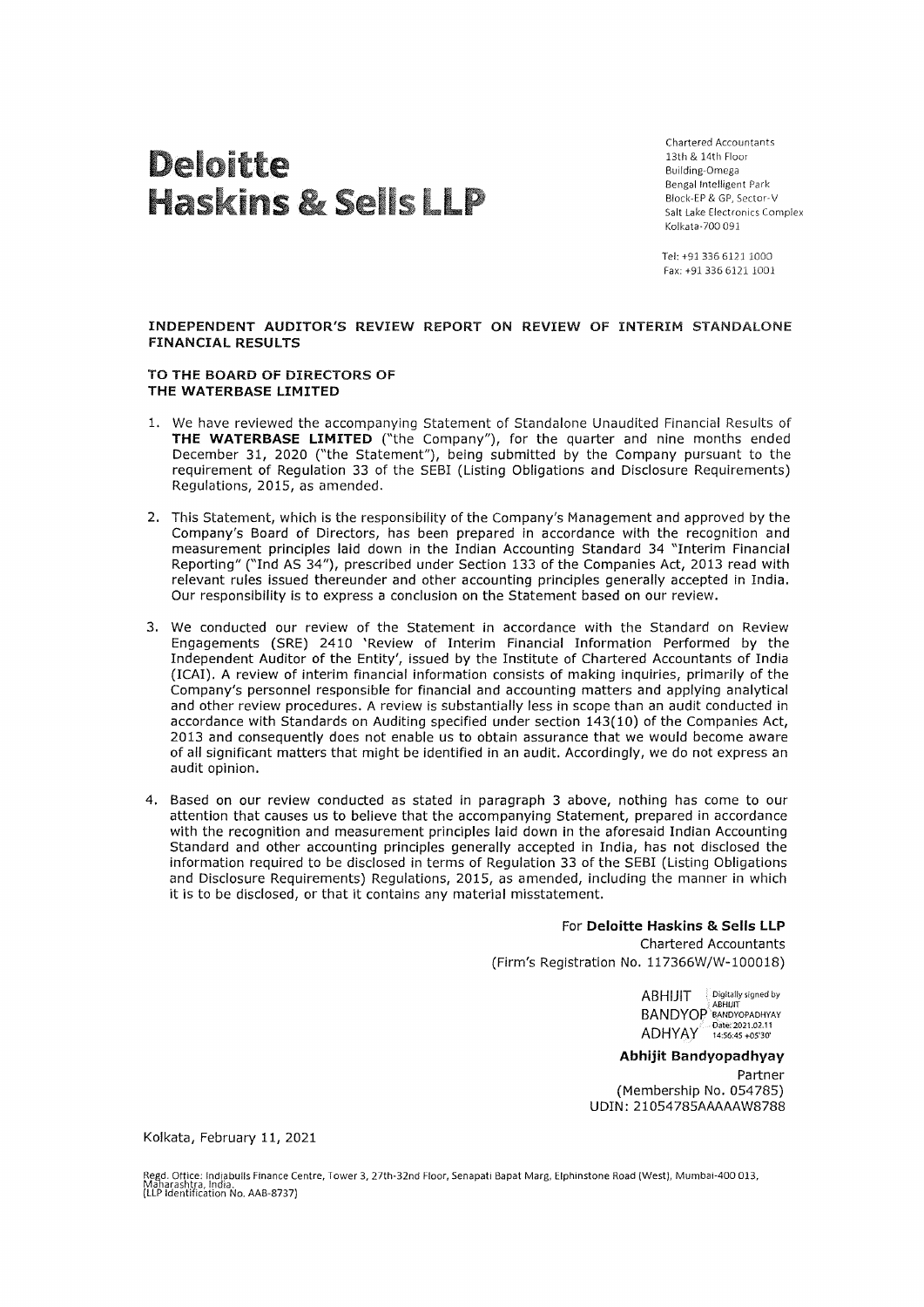# Deloitte Haskins & Sells LLP

Chartered Accountants
13th & 14th Floor
Building-Omega
Bengal Intelligent Park
Block-EP & GP, Sector-V
Salt Lake Electronics Complex
Kolkata-700 091

Tel: +91 336 6121 1000
Fax: +91 336 6121 1001

## INDEPENDENT AUDITOR'S REVIEW REPORT ON REVIEW OF INTERIM STANDALONE FINANCIAL RESULTS

**TO THE BOARD OF DIRECTORS OF THE WATERBASE LIMITED**

1. We have reviewed the accompanying Statement of Standalone Unaudited Financial Results of **THE WATERBASE LIMITED** ("the Company"), for the quarter and nine months ended December 31, 2020 ("the Statement"), being submitted by the Company pursuant to the requirement of Regulation 33 of the SEBI (Listing Obligations and Disclosure Requirements) Regulations, 2015, as amended.

2. This Statement, which is the responsibility of the Company's Management and approved by the Company's Board of Directors, has been prepared in accordance with the recognition and measurement principles laid down in the Indian Accounting Standard 34 "Interim Financial Reporting" ("Ind AS 34"), prescribed under Section 133 of the Companies Act, 2013 read with relevant rules issued thereunder and other accounting principles generally accepted in India. Our responsibility is to express a conclusion on the Statement based on our review.

3. We conducted our review of the Statement in accordance with the Standard on Review Engagements (SRE) 2410 'Review of Interim Financial Information Performed by the Independent Auditor of the Entity', issued by the Institute of Chartered Accountants of India (ICAI). A review of interim financial information consists of making inquiries, primarily of the Company's personnel responsible for financial and accounting matters and applying analytical and other review procedures. A review is substantially less in scope than an audit conducted in accordance with Standards on Auditing specified under section 143(10) of the Companies Act, 2013 and consequently does not enable us to obtain assurance that we would become aware of all significant matters that might be identified in an audit. Accordingly, we do not express an audit opinion.

4. Based on our review conducted as stated in paragraph 3 above, nothing has come to our attention that causes us to believe that the accompanying Statement, prepared in accordance with the recognition and measurement principles laid down in the aforesaid Indian Accounting Standard and other accounting principles generally accepted in India, has not disclosed the information required to be disclosed in terms of Regulation 33 of the SEBI (Listing Obligations and Disclosure Requirements) Regulations, 2015, as amended, including the manner in which it is to be disclosed, or that it contains any material misstatement.

For **Deloitte Haskins & Sells LLP**
Chartered Accountants
(Firm's Registration No. 117366W/W-100018)

ABHIJIT BANDYOPADHYAY — Digitally signed by ABHIJIT BANDYOPADHYAY Date: 2021.02.11 14:56:45 +05'30'

**Abhijit Bandyopadhyay**
Partner
(Membership No. 054785)
UDIN: 21054785AAAAAW8788

Kolkata, February 11, 2021

Regd. Office: Indiabulls Finance Centre, Tower 3, 27th-32nd Floor, Senapati Bapat Marg, Elphinstone Road (West), Mumbai-400 013, Maharashtra, India.
(LLP Identification No. AAB-8737)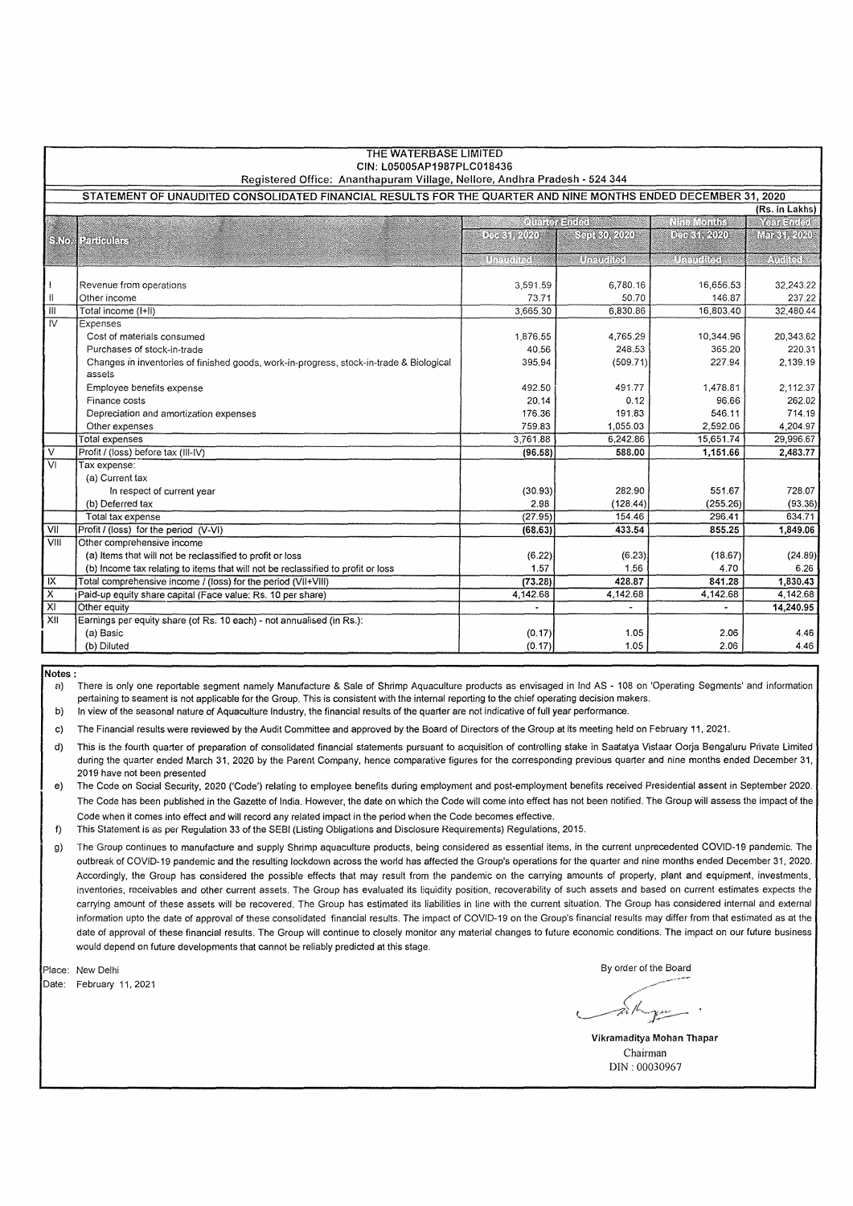# THE WATERBASE LIMITED

CIN: L05005AP1987PLC018436

Registered Office: Ananthapuram Village, Nellore, Andhra Pradesh - 524 344

## STATEMENT OF UNAUDITED CONSOLIDATED FINANCIAL RESULTS FOR THE QUARTER AND NINE MONTHS ENDED DECEMBER 31, 2020

(Rs. in Lakhs)

| S.No. | Particulars | Quarter Ended | | Nine Months | Year Ended |
|---|---|---|---|---|---|
| | | Dec 31, 2020 | Sept 30, 2020 | Dec 31, 2020 | Mar 31, 2020 |
| | | Unaudited | Unaudited | Unaudited | Audited |
| I | Revenue from operations | 3,591.59 | 6,780.16 | 16,656.53 | 32,243.22 |
| II | Other income | 73.71 | 50.70 | 146.87 | 237.22 |
| III | Total income (I+II) | 3,665.30 | 6,830.86 | 16,803.40 | 32,480.44 |
| IV | Expenses | | | | |
| | Cost of materials consumed | 1,876.55 | 4,765.29 | 10,344.96 | 20,343.62 |
| | Purchases of stock-in-trade | 40.56 | 248.53 | 365.20 | 220.31 |
| | Changes in inventories of finished goods, work-in-progress, stock-in-trade & Biological assets | 395.94 | (509.71) | 227.94 | 2,139.19 |
| | Employee benefits expense | 492.50 | 491.77 | 1,478.81 | 2,112.37 |
| | Finance costs | 20.14 | 0.12 | 96.66 | 262.02 |
| | Depreciation and amortization expenses | 176.36 | 191.83 | 546.11 | 714.19 |
| | Other expenses | 759.83 | 1,055.03 | 2,592.06 | 4,204.97 |
| | Total expenses | 3,761.88 | 6,242.86 | 15,651.74 | 29,996.67 |
| V | Profit / (loss) before tax (III-IV) | **(96.58)** | **588.00** | **1,151.66** | **2,483.77** |
| VI | Tax expense: | | | | |
| | (a) Current tax | | | | |
| | In respect of current year | (30.93) | 282.90 | 551.67 | 728.07 |
| | (b) Deferred tax | 2.98 | (128.44) | (255.26) | (93.36) |
| | Total tax expense | (27.95) | 154.46 | 296.41 | 634.71 |
| VII | Profit / (loss) for the period (V-VI) | **(68.63)** | **433.54** | **855.25** | **1,849.06** |
| VIII | Other comprehensive income | | | | |
| | (a) Items that will not be reclassified to profit or loss | (6.22) | (6.23) | (18.67) | (24.89) |
| | (b) Income tax relating to items that will not be reclassified to profit or loss | 1.57 | 1.56 | 4.70 | 6.26 |
| IX | Total comprehensive income / (loss) for the period (VII+VIII) | **(73.28)** | **428.87** | **841.28** | **1,830.43** |
| X | Paid-up equity share capital (Face value: Rs. 10 per share) | 4,142.68 | 4,142.68 | 4,142.68 | 4,142.68 |
| XI | Other equity | - | - | - | **14,240.95** |
| XII | Earnings per equity share (of Rs. 10 each) - not annualised (in Rs.): | | | | |
| | (a) Basic | (0.17) | 1.05 | 2.06 | 4.46 |
| | (b) Diluted | (0.17) | 1.05 | 2.06 | 4.46 |

**Notes :**

a) There is only one reportable segment namely Manufacture & Sale of Shrimp Aquaculture products as envisaged in Ind AS - 108 on 'Operating Segments' and information pertaining to seament is not applicable for the Group. This is consistent with the internal reporting to the chief operating decision makers.

b) In view of the seasonal nature of Aquaculture Industry, the financial results of the quarter are not indicative of full year performance.

c) The Financial results were reviewed by the Audit Committee and approved by the Board of Directors of the Group at its meeting held on February 11, 2021.

d) This is the fourth quarter of preparation of consolidated financial statements pursuant to acquisition of controlling stake in Saatatya Vistaar Oorja Bengaluru Private Limited during the quarter ended March 31, 2020 by the Parent Company, hence comparative figures for the corresponding previous quarter and nine months ended December 31, 2019 have not been presented

e) The Code on Social Security, 2020 ('Code') relating to employee benefits during employment and post-employment benefits received Presidential assent in September 2020. The Code has been published in the Gazette of India. However, the date on which the Code will come into effect has not been notified. The Group will assess the impact of the Code when it comes into effect and will record any related impact in the period when the Code becomes effective.

f) This Statement is as per Regulation 33 of the SEBI (Listing Obligations and Disclosure Requirements) Regulations, 2015.

g) The Group continues to manufacture and supply Shrimp aquaculture products, being considered as essential items, in the current unprecedented COVID-19 pandemic. The outbreak of COVID-19 pandemic and the resulting lockdown across the world has affected the Group's operations for the quarter and nine months ended December 31, 2020. Accordingly, the Group has considered the possible effects that may result from the pandemic on the carrying amounts of property, plant and equipment, investments, inventories, receivables and other current assets. The Group has evaluated its liquidity position, recoverability of such assets and based on current estimates expects the carrying amount of these assets will be recovered. The Group has estimated its liabilities in line with the current situation. The Group has considered internal and external information upto the date of approval of these consolidated financial results. The impact of COVID-19 on the Group's financial results may differ from that estimated as at the date of approval of these financial results. The Group will continue to closely monitor any material changes to future economic conditions. The impact on our future business would depend on future developments that cannot be reliably predicted at this stage.

Place: New Delhi

Date: February 11, 2021

By order of the Board

**Vikramaditya Mohan Thapar**

Chairman

DIN : 00030967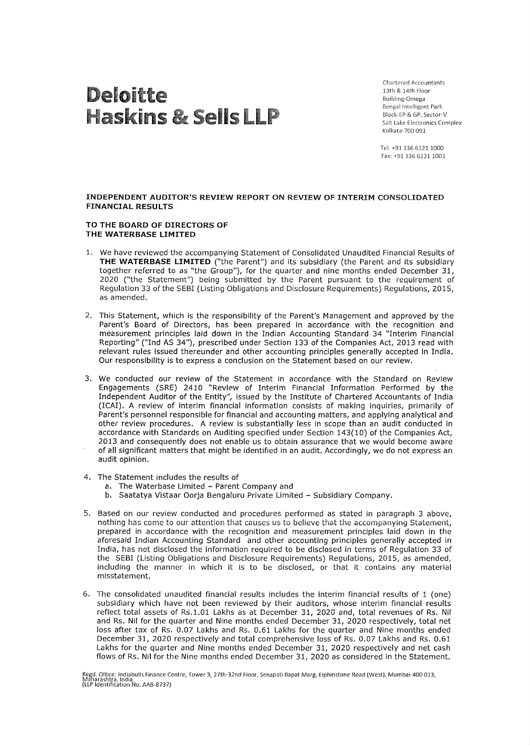# Deloitte Haskins & Sells LLP

Chartered Accountants
13th & 14th Floor
Building-Omega
Bengal Intelligent Park
Block-EP & GP, Sector-V
Salt Lake Electronics Complex
Kolkata-700 091

Tel: +91 336 6121 1000
Fax: +91 336 6121 1001

**INDEPENDENT AUDITOR'S REVIEW REPORT ON REVIEW OF INTERIM CONSOLIDATED FINANCIAL RESULTS**

**TO THE BOARD OF DIRECTORS OF THE WATERBASE LIMITED**

1. We have reviewed the accompanying Statement of Consolidated Unaudited Financial Results of **THE WATERBASE LIMITED** ("the Parent") and its subsidiary (the Parent and its subsidiary together referred to as "the Group"), for the quarter and nine months ended December 31, 2020 ("the Statement") being submitted by the Parent pursuant to the requirement of Regulation 33 of the SEBI (Listing Obligations and Disclosure Requirements) Regulations, 2015, as amended.

2. This Statement, which is the responsibility of the Parent's Management and approved by the Parent's Board of Directors, has been prepared in accordance with the recognition and measurement principles laid down in the Indian Accounting Standard 34 "Interim Financial Reporting" ("Ind AS 34"), prescribed under Section 133 of the Companies Act, 2013 read with relevant rules issued thereunder and other accounting principles generally accepted in India. Our responsibility is to express a conclusion on the Statement based on our review.

3. We conducted our review of the Statement in accordance with the Standard on Review Engagements (SRE) 2410 "Review of Interim Financial Information Performed by the Independent Auditor of the Entity", issued by the Institute of Chartered Accountants of India (ICAI). A review of interim financial information consists of making inquiries, primarily of Parent's personnel responsible for financial and accounting matters, and applying analytical and other review procedures. A review is substantially less in scope than an audit conducted in accordance with Standards on Auditing specified under Section 143(10) of the Companies Act, 2013 and consequently does not enable us to obtain assurance that we would become aware of all significant matters that might be identified in an audit. Accordingly, we do not express an audit opinion.

4. The Statement includes the results of
   a. The Waterbase Limited – Parent Company and
   b. Saatatya Vistaar Oorja Bengaluru Private Limited – Subsidiary Company.

5. Based on our review conducted and procedures performed as stated in paragraph 3 above, nothing has come to our attention that causes us to believe that the accompanying Statement, prepared in accordance with the recognition and measurement principles laid down in the aforesaid Indian Accounting Standard and other accounting principles generally accepted in India, has not disclosed the information required to be disclosed in terms of Regulation 33 of the SEBI (Listing Obligations and Disclosure Requirements) Regulations, 2015, as amended, including the manner in which it is to be disclosed, or that it contains any material misstatement.

6. The consolidated unaudited financial results includes the interim financial results of 1 (one) subsidiary which have not been reviewed by their auditors, whose interim financial results reflect total assets of Rs.1.01 Lakhs as at December 31, 2020 and, total revenues of Rs. Nil and Rs. Nil for the quarter and Nine months ended December 31, 2020 respectively, total net loss after tax of Rs. 0.07 Lakhs and Rs. 0.61 Lakhs for the quarter and Nine months ended December 31, 2020 respectively and total comprehensive loss of Rs. 0.07 Lakhs and Rs. 0.61 Lakhs for the quarter and Nine months ended December 31, 2020 respectively and net cash flows of Rs. Nil for the Nine months ended December 31, 2020 as considered in the Statement.

Regd. Office: Indiabulls Finance Centre, Tower 3, 27th-32nd Floor, Senapati Bapat Marg, Elphinstone Road (West), Mumbai-400 013, Maharashtra, India.
(LLP Identification No. AAB-8737)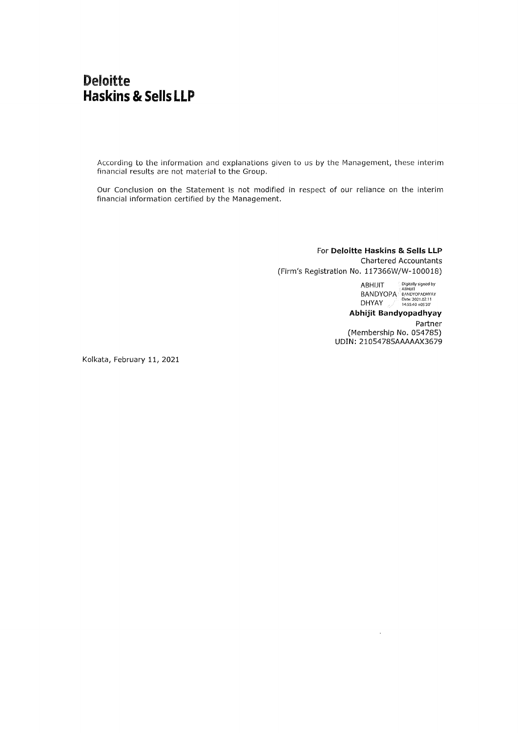**Deloitte**
**Haskins & Sells LLP**

According to the information and explanations given to us by the Management, these interim financial results are not material to the Group.

Our Conclusion on the Statement is not modified in respect of our reliance on the interim financial information certified by the Management.

For **Deloitte Haskins & Sells LLP**
Chartered Accountants
(Firm's Registration No. 117366W/W-100018)

ABHIJIT BANDYOPADHYAY
Digitally signed by ABHIJIT BANDYOPADHYAY
Date: 2021.02.11 14:55:40 +05'30'

**Abhijit Bandyopadhyay**
Partner
(Membership No. 054785)
UDIN: 21054785AAAAAX3679

Kolkata, February 11, 2021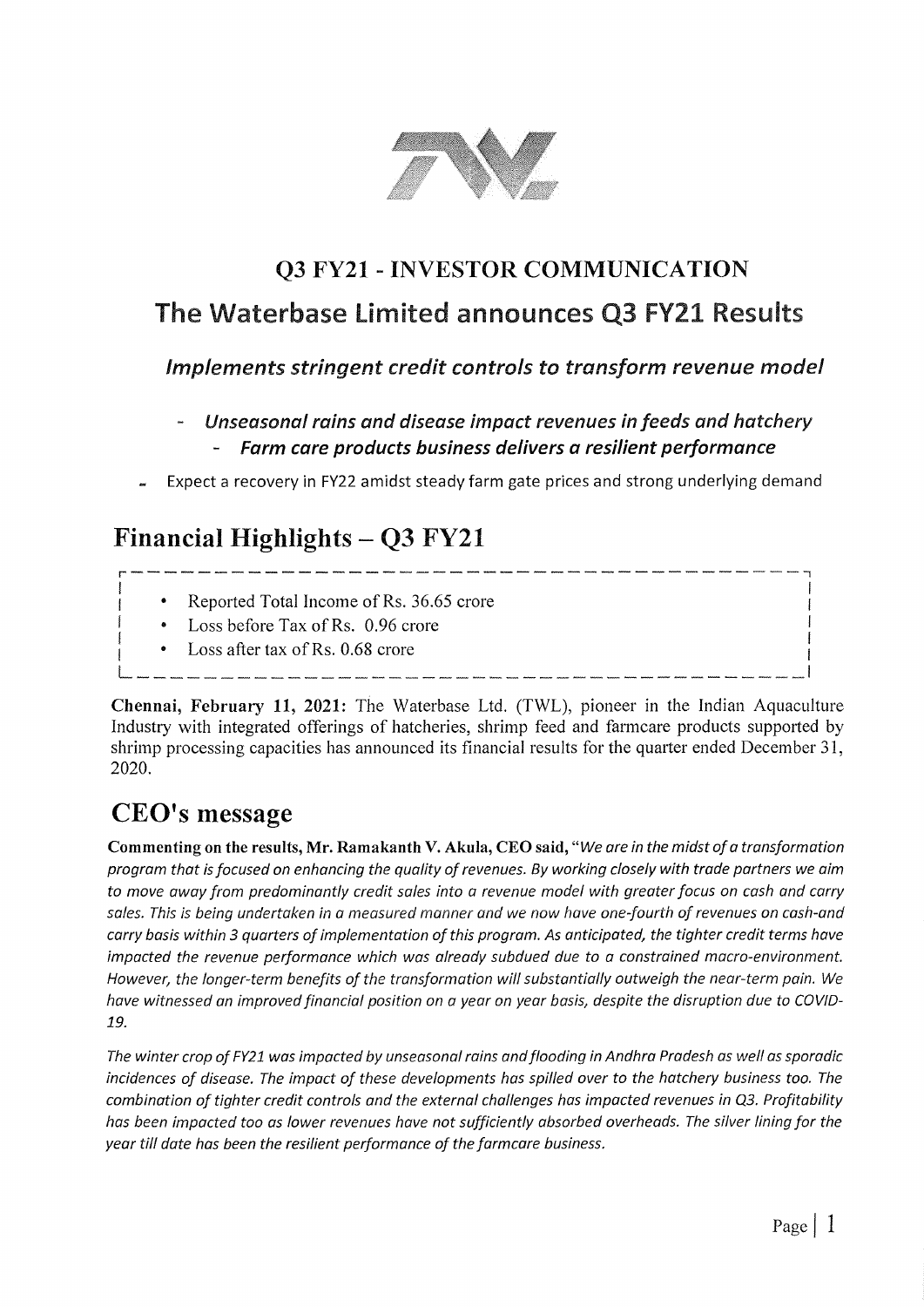## Q3 FY21 - INVESTOR COMMUNICATION

# The Waterbase Limited announces Q3 FY21 Results

### *Implements stringent credit controls to transform revenue model*

- ***Unseasonal rains and disease impact revenues in feeds and hatchery***
  - ***Farm care products business delivers a resilient performance***
- Expect a recovery in FY22 amidst steady farm gate prices and strong underlying demand

## Financial Highlights – Q3 FY21

- Reported Total Income of Rs. 36.65 crore
- Loss before Tax of Rs. 0.96 crore
- Loss after tax of Rs. 0.68 crore

**Chennai, February 11, 2021:** The Waterbase Ltd. (TWL), pioneer in the Indian Aquaculture Industry with integrated offerings of hatcheries, shrimp feed and farmcare products supported by shrimp processing capacities has announced its financial results for the quarter ended December 31, 2020.

## CEO's message

**Commenting on the results, Mr. Ramakanth V. Akula, CEO said,** "*We are in the midst of a transformation program that is focused on enhancing the quality of revenues. By working closely with trade partners we aim to move away from predominantly credit sales into a revenue model with greater focus on cash and carry sales. This is being undertaken in a measured manner and we now have one-fourth of revenues on cash-and carry basis within 3 quarters of implementation of this program. As anticipated, the tighter credit terms have impacted the revenue performance which was already subdued due to a constrained macro-environment. However, the longer-term benefits of the transformation will substantially outweigh the near-term pain. We have witnessed an improved financial position on a year on year basis, despite the disruption due to COVID-19.*

*The winter crop of FY21 was impacted by unseasonal rains and flooding in Andhra Pradesh as well as sporadic incidences of disease. The impact of these developments has spilled over to the hatchery business too. The combination of tighter credit controls and the external challenges has impacted revenues in Q3. Profitability has been impacted too as lower revenues have not sufficiently absorbed overheads. The silver lining for the year till date has been the resilient performance of the farmcare business.*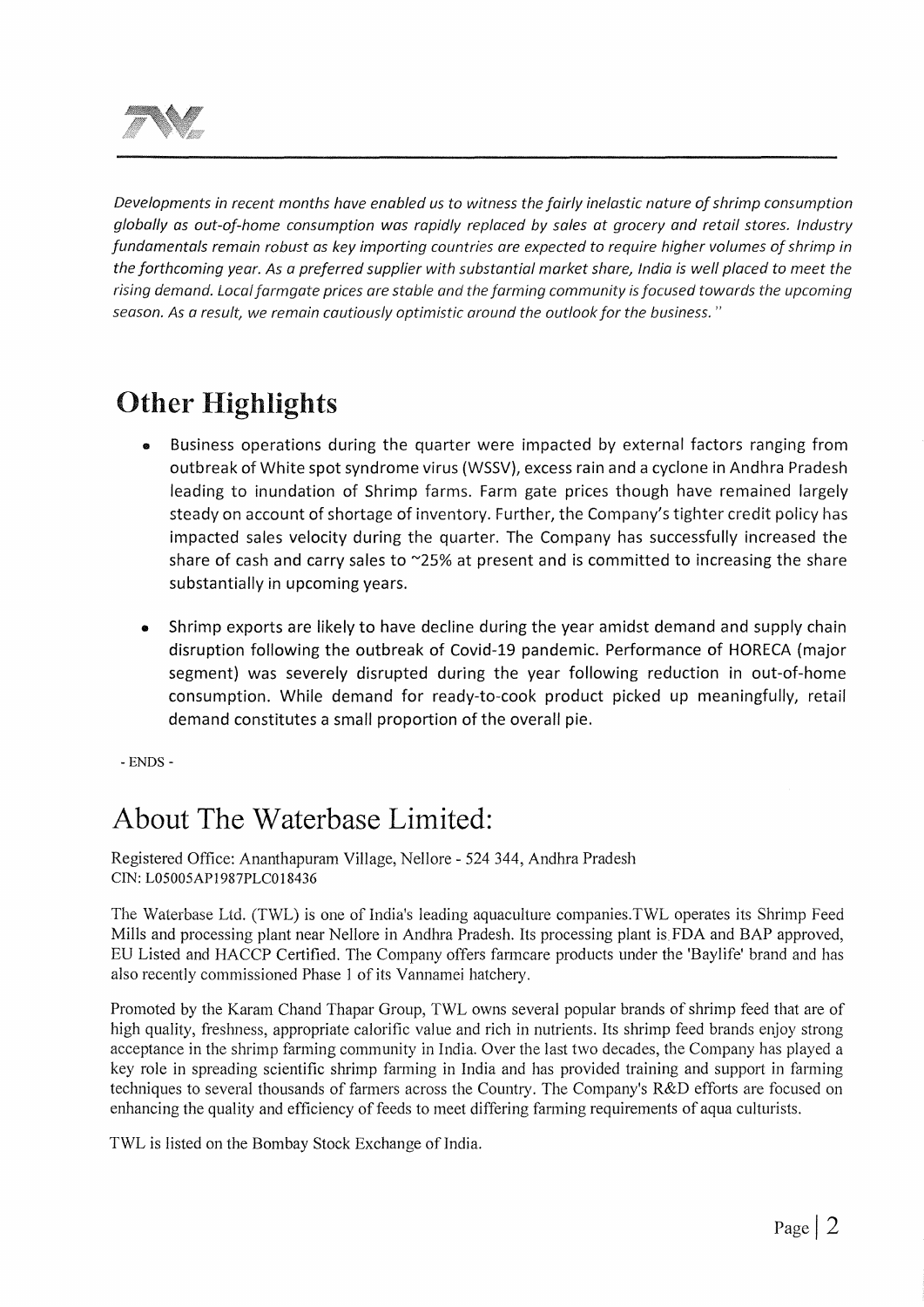*Developments in recent months have enabled us to witness the fairly inelastic nature of shrimp consumption globally as out-of-home consumption was rapidly replaced by sales at grocery and retail stores. Industry fundamentals remain robust as key importing countries are expected to require higher volumes of shrimp in the forthcoming year. As a preferred supplier with substantial market share, India is well placed to meet the rising demand. Local farmgate prices are stable and the farming community is focused towards the upcoming season. As a result, we remain cautiously optimistic around the outlook for the business."*

## Other Highlights

- Business operations during the quarter were impacted by external factors ranging from outbreak of White spot syndrome virus (WSSV), excess rain and a cyclone in Andhra Pradesh leading to inundation of Shrimp farms. Farm gate prices though have remained largely steady on account of shortage of inventory. Further, the Company's tighter credit policy has impacted sales velocity during the quarter. The Company has successfully increased the share of cash and carry sales to ~25% at present and is committed to increasing the share substantially in upcoming years.

- Shrimp exports are likely to have decline during the year amidst demand and supply chain disruption following the outbreak of Covid-19 pandemic. Performance of HORECA (major segment) was severely disrupted during the year following reduction in out-of-home consumption. While demand for ready-to-cook product picked up meaningfully, retail demand constitutes a small proportion of the overall pie.

- ENDS -

# About The Waterbase Limited:

Registered Office: Ananthapuram Village, Nellore - 524 344, Andhra Pradesh
CIN: L05005AP1987PLC018436

The Waterbase Ltd. (TWL) is one of India's leading aquaculture companies.TWL operates its Shrimp Feed Mills and processing plant near Nellore in Andhra Pradesh. Its processing plant is FDA and BAP approved, EU Listed and HACCP Certified. The Company offers farmcare products under the 'Baylife' brand and has also recently commissioned Phase 1 of its Vannamei hatchery.

Promoted by the Karam Chand Thapar Group, TWL owns several popular brands of shrimp feed that are of high quality, freshness, appropriate calorific value and rich in nutrients. Its shrimp feed brands enjoy strong acceptance in the shrimp farming community in India. Over the last two decades, the Company has played a key role in spreading scientific shrimp farming in India and has provided training and support in farming techniques to several thousands of farmers across the Country. The Company's R&D efforts are focused on enhancing the quality and efficiency of feeds to meet differing farming requirements of aqua culturists.

TWL is listed on the Bombay Stock Exchange of India.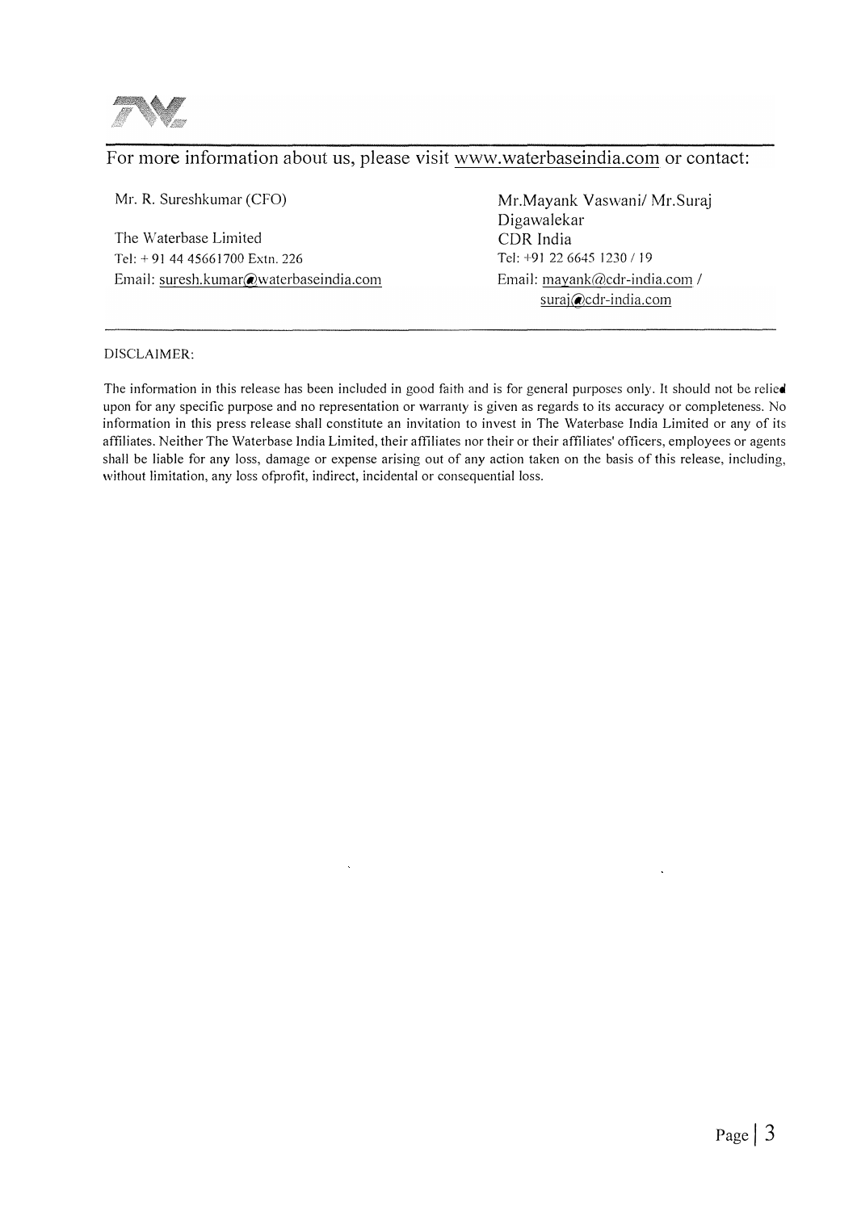For more information about us, please visit www.waterbaseindia.com or contact:

Mr. R. Sureshkumar (CFO)

The Waterbase Limited
Tel: + 91 44 45661700 Extn. 226
Email: suresh.kumar@waterbaseindia.com

Mr.Mayank Vaswani/ Mr.Suraj Digawalekar
CDR India
Tel: +91 22 6645 1230 / 19
Email: mayank@cdr-india.com / suraj@cdr-india.com

DISCLAIMER:

The information in this release has been included in good faith and is for general purposes only. It should not be relied upon for any specific purpose and no representation or warranty is given as regards to its accuracy or completeness. No information in this press release shall constitute an invitation to invest in The Waterbase India Limited or any of its affiliates. Neither The Waterbase India Limited, their affiliates nor their or their affiliates' officers, employees or agents shall be liable for any loss, damage or expense arising out of any action taken on the basis of this release, including, without limitation, any loss ofprofit, indirect, incidental or consequential loss.